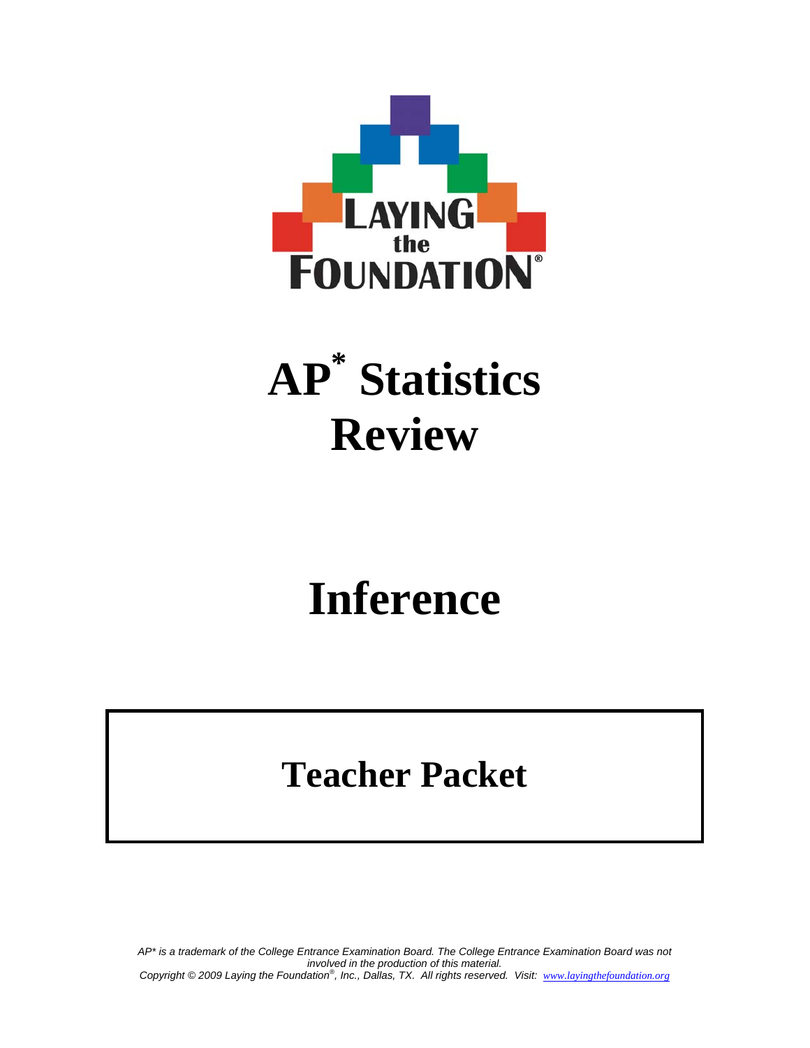LAYING the FOUNDATION®

# AP* Statistics Review

# Inference

## Teacher Packet

*AP* is a trademark of the College Entrance Examination Board. The College Entrance Examination Board was not involved in the production of this material.*
*Copyright © 2009 Laying the Foundation®, Inc., Dallas, TX. All rights reserved. Visit: www.layingthefoundation.org*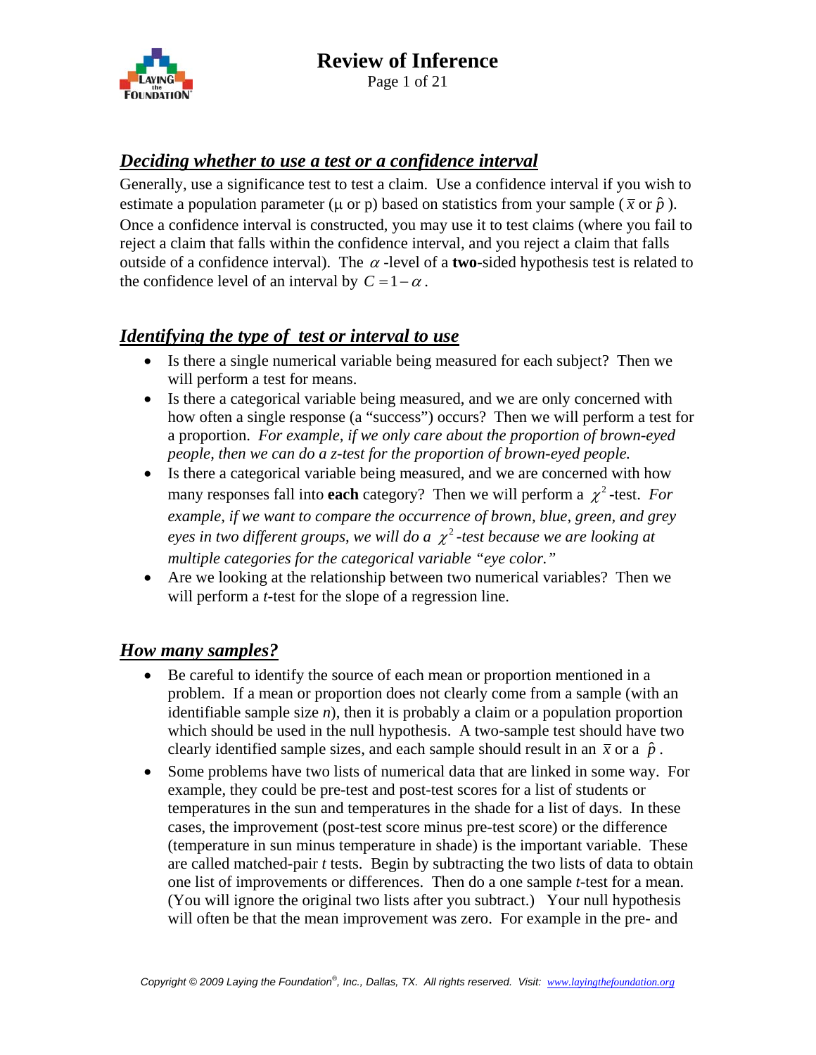# Review of Inference

## *Deciding whether to use a test or a confidence interval*

Generally, use a significance test to test a claim. Use a confidence interval if you wish to estimate a population parameter (μ or p) based on statistics from your sample ($\bar{x}$ or $\hat{p}$). Once a confidence interval is constructed, you may use it to test claims (where you fail to reject a claim that falls within the confidence interval, and you reject a claim that falls outside of a confidence interval). The $\alpha$ -level of a **two**-sided hypothesis test is related to the confidence level of an interval by $C = 1 - \alpha$.

## *Identifying the type of test or interval to use*

- Is there a single numerical variable being measured for each subject? Then we will perform a test for means.
- Is there a categorical variable being measured, and we are only concerned with how often a single response (a "success") occurs? Then we will perform a test for a proportion. *For example, if we only care about the proportion of brown-eyed people, then we can do a z-test for the proportion of brown-eyed people.*
- Is there a categorical variable being measured, and we are concerned with how many responses fall into **each** category? Then we will perform a $\chi^2$-test. *For example, if we want to compare the occurrence of brown, blue, green, and grey eyes in two different groups, we will do a $\chi^2$-test because we are looking at multiple categories for the categorical variable "eye color."*
- Are we looking at the relationship between two numerical variables? Then we will perform a *t*-test for the slope of a regression line.

## *How many samples?*

- Be careful to identify the source of each mean or proportion mentioned in a problem. If a mean or proportion does not clearly come from a sample (with an identifiable sample size *n*), then it is probably a claim or a population proportion which should be used in the null hypothesis. A two-sample test should have two clearly identified sample sizes, and each sample should result in an $\bar{x}$ or a $\hat{p}$.
- Some problems have two lists of numerical data that are linked in some way. For example, they could be pre-test and post-test scores for a list of students or temperatures in the sun and temperatures in the shade for a list of days. In these cases, the improvement (post-test score minus pre-test score) or the difference (temperature in sun minus temperature in shade) is the important variable. These are called matched-pair *t* tests. Begin by subtracting the two lists of data to obtain one list of improvements or differences. Then do a one sample *t*-test for a mean. (You will ignore the original two lists after you subtract.) Your null hypothesis will often be that the mean improvement was zero. For example in the pre- and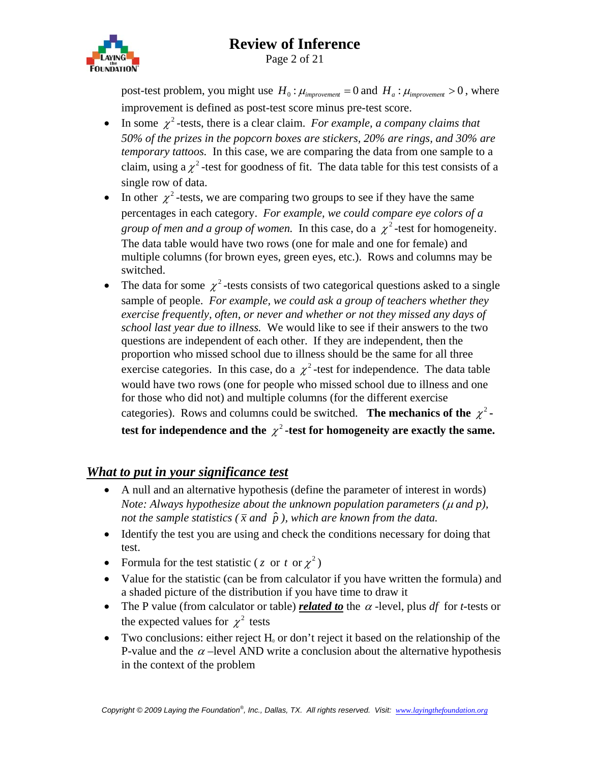post-test problem, you might use $H_0: \mu_{improvement} = 0$ and $H_a: \mu_{improvement} > 0$, where improvement is defined as post-test score minus pre-test score.

- In some $\chi^2$-tests, there is a clear claim. *For example, a company claims that 50% of the prizes in the popcorn boxes are stickers, 20% are rings, and 30% are temporary tattoos.* In this case, we are comparing the data from one sample to a claim, using a $\chi^2$-test for goodness of fit. The data table for this test consists of a single row of data.
- In other $\chi^2$-tests, we are comparing two groups to see if they have the same percentages in each category. *For example, we could compare eye colors of a group of men and a group of women.* In this case, do a $\chi^2$-test for homogeneity. The data table would have two rows (one for male and one for female) and multiple columns (for brown eyes, green eyes, etc.). Rows and columns may be switched.
- The data for some $\chi^2$-tests consists of two categorical questions asked to a single sample of people. *For example, we could ask a group of teachers whether they exercise frequently, often, or never and whether or not they missed any days of school last year due to illness.* We would like to see if their answers to the two questions are independent of each other. If they are independent, then the proportion who missed school due to illness should be the same for all three exercise categories. In this case, do a $\chi^2$-test for independence. The data table would have two rows (one for people who missed school due to illness and one for those who did not) and multiple columns (for the different exercise categories). Rows and columns could be switched. **The mechanics of the $\chi^2$-test for independence and the $\chi^2$-test for homogeneity are exactly the same.**

## *What to put in your significance test*

- A null and an alternative hypothesis (define the parameter of interest in words) *Note: Always hypothesize about the unknown population parameters ($\mu$ and p), not the sample statistics ($\bar{x}$ and $\hat{p}$), which are known from the data.*
- Identify the test you are using and check the conditions necessary for doing that test.
- Formula for the test statistic ($z$ or $t$ or $\chi^2$)
- Value for the statistic (can be from calculator if you have written the formula) and a shaded picture of the distribution if you have time to draw it
- The P value (from calculator or table) ***related to*** the $\alpha$-level, plus $df$ for $t$-tests or the expected values for $\chi^2$ tests
- Two conclusions: either reject $H_0$ or don't reject it based on the relationship of the P-value and the $\alpha$ –level AND write a conclusion about the alternative hypothesis in the context of the problem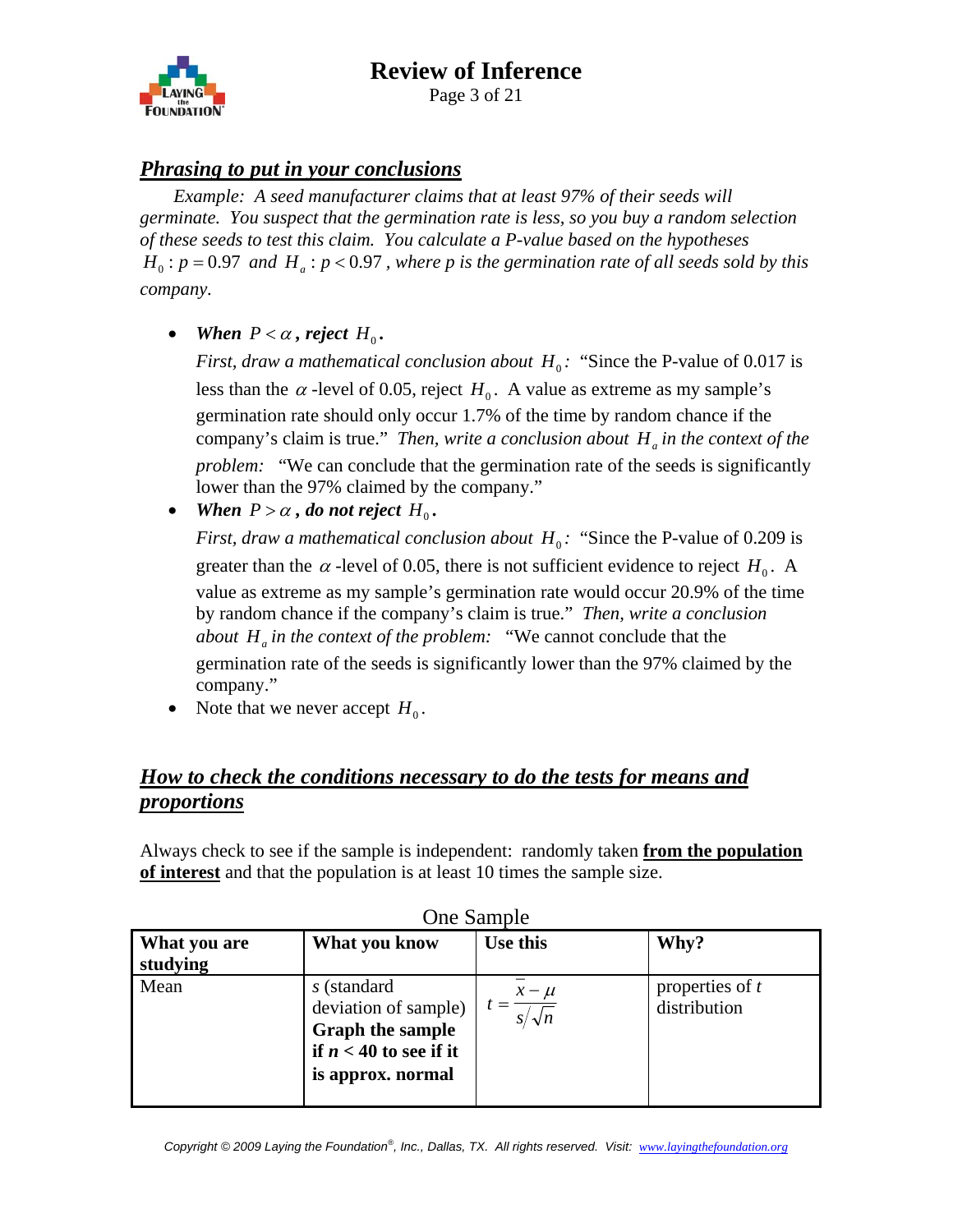## *Phrasing to put in your conclusions*

*Example: A seed manufacturer claims that at least 97% of their seeds will germinate. You suspect that the germination rate is less, so you buy a random selection of these seeds to test this claim. You calculate a P-value based on the hypotheses $H_0: p = 0.97$ and $H_a: p < 0.97$, where p is the germination rate of all seeds sold by this company.*

- ***When $P < \alpha$, reject $H_0$.***

  *First, draw a mathematical conclusion about $H_0$:* "Since the P-value of 0.017 is less than the $\alpha$-level of 0.05, reject $H_0$. A value as extreme as my sample's germination rate should only occur 1.7% of the time by random chance if the company's claim is true." *Then, write a conclusion about $H_a$ in the context of the problem:* "We can conclude that the germination rate of the seeds is significantly lower than the 97% claimed by the company."

- ***When $P > \alpha$, do not reject $H_0$.***

  *First, draw a mathematical conclusion about $H_0$:* "Since the P-value of 0.209 is greater than the $\alpha$-level of 0.05, there is not sufficient evidence to reject $H_0$. A value as extreme as my sample's germination rate would occur 20.9% of the time by random chance if the company's claim is true." *Then, write a conclusion about $H_a$ in the context of the problem:* "We cannot conclude that the germination rate of the seeds is significantly lower than the 97% claimed by the company."

- Note that we never accept $H_0$.

## *How to check the conditions necessary to do the tests for means and proportions*

Always check to see if the sample is independent: randomly taken **from the population of interest** and that the population is at least 10 times the sample size.

One Sample

| **What you are studying** | **What you know** | **Use this** | **Why?** |
|---|---|---|---|
| Mean | $s$ (standard deviation of sample) **Graph the sample if $n < 40$ to see if it is approx. normal** | $t = \dfrac{\bar{x} - \mu}{s/\sqrt{n}}$ | properties of $t$ distribution |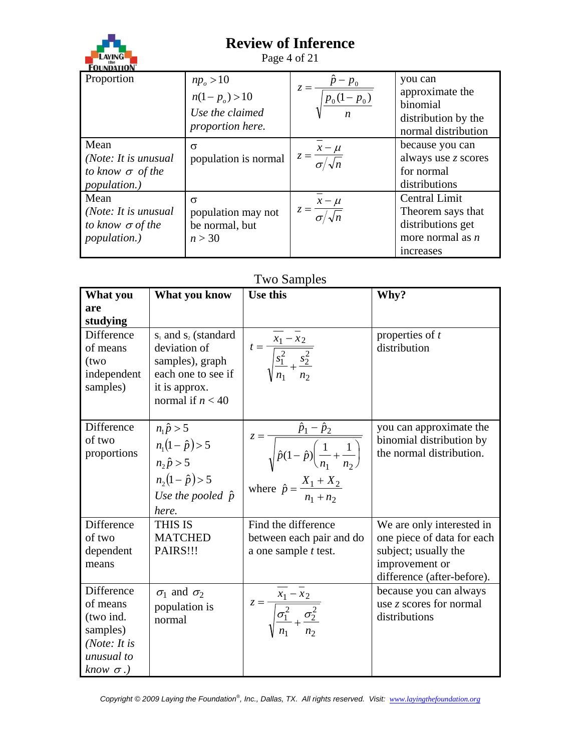| | | | |
|---|---|---|---|
| Proportion | $np_o > 10$<br>$n(1-p_o) > 10$<br>*Use the claimed proportion here.* | $z = \dfrac{\hat{p} - p_0}{\sqrt{\dfrac{p_0(1-p_0)}{n}}}$ | you can approximate the binomial distribution by the normal distribution |
| Mean<br>*(Note: It is unusual to know $\sigma$ of the population.)* | σ<br>population is normal | $z = \dfrac{\bar{x} - \mu}{\sigma/\sqrt{n}}$ | because you can always use $z$ scores for normal distributions |
| Mean<br>*(Note: It is unusual to know $\sigma$ of the population.)* | σ<br>population may not be normal, but $n > 30$ | $z = \dfrac{\bar{x} - \mu}{\sigma/\sqrt{n}}$ | Central Limit Theorem says that distributions get more normal as $n$ increases |

## Two Samples

| What you are studying | What you know | Use this | Why? |
|---|---|---|---|
| Difference of means (two independent samples) | $s_1$ and $s_2$ (standard deviation of samples), graph each one to see if it is approx. normal if $n < 40$ | $t = \dfrac{\bar{x}_1 - \bar{x}_2}{\sqrt{\dfrac{s_1^2}{n_1} + \dfrac{s_2^2}{n_2}}}$ | properties of $t$ distribution |
| Difference of two proportions | $n_1\hat{p} > 5$<br>$n_1(1-\hat{p}) > 5$<br>$n_2\hat{p} > 5$<br>$n_2(1-\hat{p}) > 5$<br>*Use the pooled $\hat{p}$ here.* | $z = \dfrac{\hat{p}_1 - \hat{p}_2}{\sqrt{\hat{p}(1-\hat{p})\left(\dfrac{1}{n_1} + \dfrac{1}{n_2}\right)}}$<br>where $\hat{p} = \dfrac{X_1 + X_2}{n_1 + n_2}$ | you can approximate the binomial distribution by the normal distribution. |
| Difference of two dependent means | THIS IS MATCHED PAIRS!!! | Find the difference between each pair and do a one sample $t$ test. | We are only interested in one piece of data for each subject; usually the improvement or difference (after-before). |
| Difference of means (two ind. samples)<br>*(Note: It is unusual to know $\sigma$.)* | $\sigma_1$ and $\sigma_2$<br>population is normal | $z = \dfrac{\bar{x}_1 - \bar{x}_2}{\sqrt{\dfrac{\sigma_1^2}{n_1} + \dfrac{\sigma_2^2}{n_2}}}$ | because you can always use $z$ scores for normal distributions |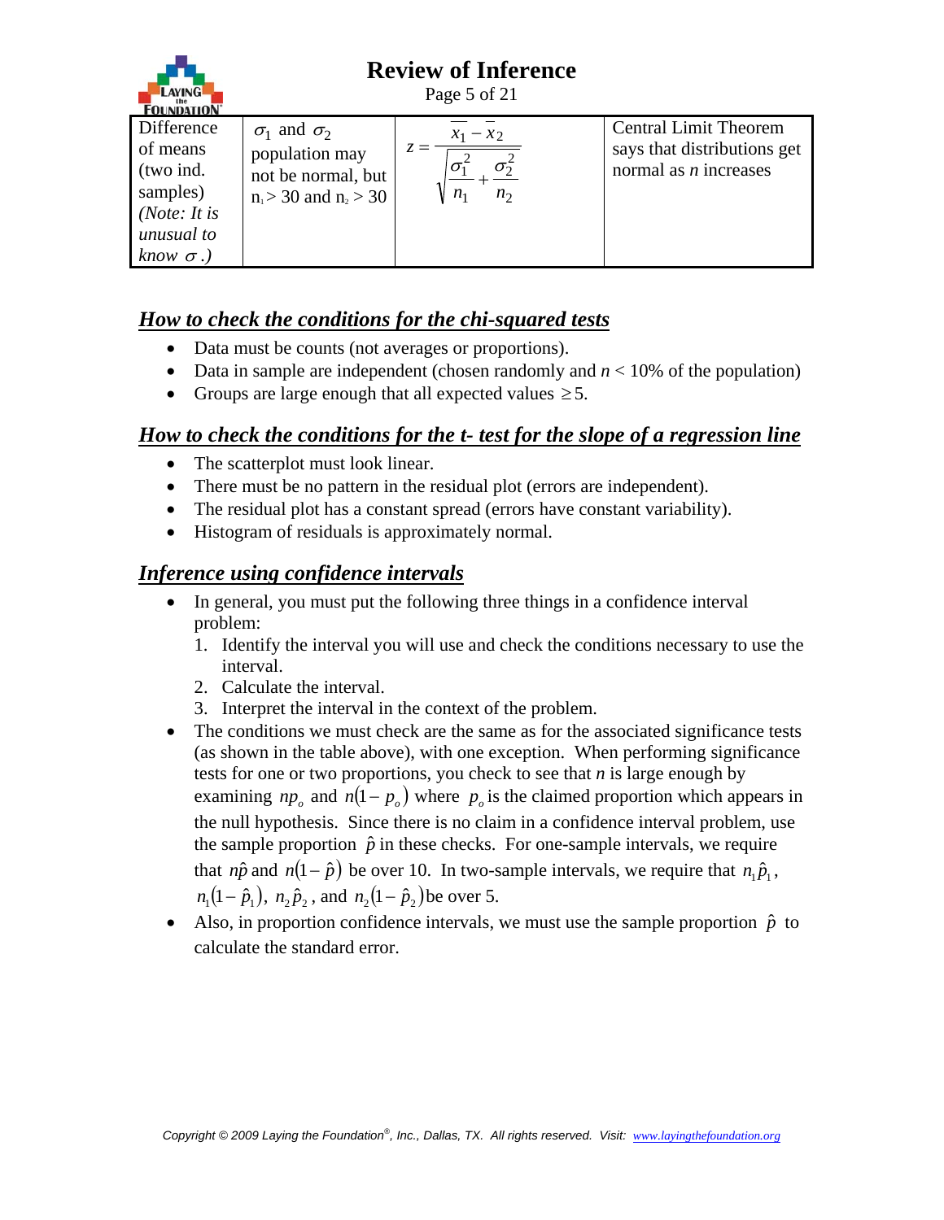| Difference of means (two ind. samples) *(Note: It is unusual to know $\sigma$.)* | $\sigma_1$ and $\sigma_2$ population may not be normal, but $n_1 > 30$ and $n_2 > 30$ | $z = \dfrac{\bar{x}_1 - \bar{x}_2}{\sqrt{\dfrac{\sigma_1^2}{n_1} + \dfrac{\sigma_2^2}{n_2}}}$ | Central Limit Theorem says that distributions get normal as $n$ increases |
|---|---|---|---|

## *How to check the conditions for the chi-squared tests*

- Data must be counts (not averages or proportions).
- Data in sample are independent (chosen randomly and $n$ < 10% of the population)
- Groups are large enough that all expected values $\geq 5$.

## *How to check the conditions for the t- test for the slope of a regression line*

- The scatterplot must look linear.
- There must be no pattern in the residual plot (errors are independent).
- The residual plot has a constant spread (errors have constant variability).
- Histogram of residuals is approximately normal.

## *Inference using confidence intervals*

- In general, you must put the following three things in a confidence interval problem:
  1. Identify the interval you will use and check the conditions necessary to use the interval.
  2. Calculate the interval.
  3. Interpret the interval in the context of the problem.
- The conditions we must check are the same as for the associated significance tests (as shown in the table above), with one exception. When performing significance tests for one or two proportions, you check to see that $n$ is large enough by examining $np_o$ and $n(1-p_o)$ where $p_o$ is the claimed proportion which appears in the null hypothesis. Since there is no claim in a confidence interval problem, use the sample proportion $\hat{p}$ in these checks. For one-sample intervals, we require that $n\hat{p}$ and $n(1-\hat{p})$ be over 10. In two-sample intervals, we require that $n_1\hat{p}_1$, $n_1(1-\hat{p}_1)$, $n_2\hat{p}_2$, and $n_2(1-\hat{p}_2)$ be over 5.
- Also, in proportion confidence intervals, we must use the sample proportion $\hat{p}$ to calculate the standard error.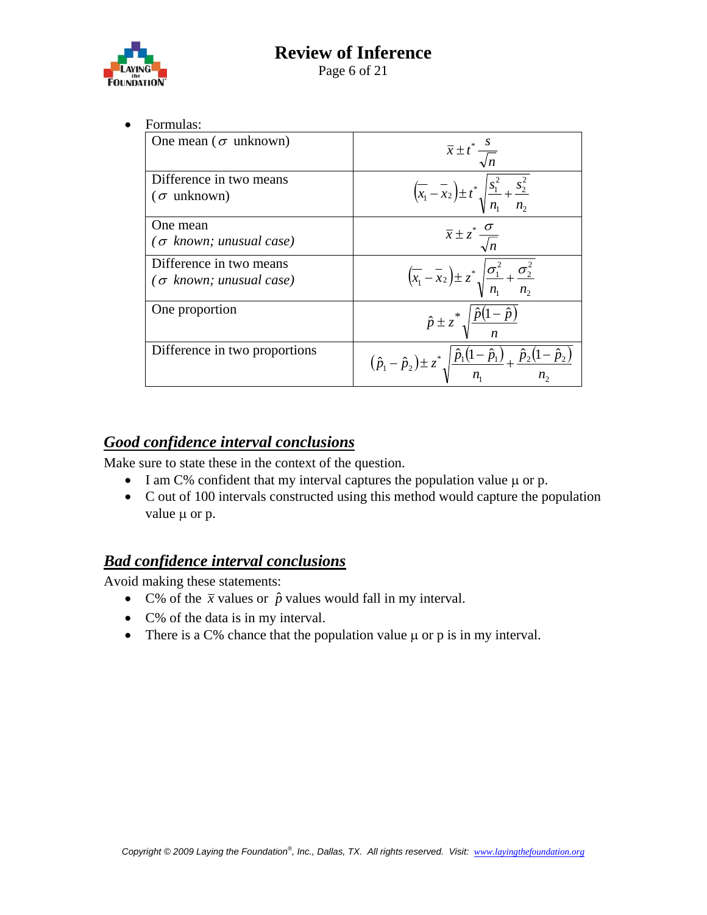- Formulas:

| One mean ( $\sigma$ unknown) | $\bar{x} \pm t^* \frac{s}{\sqrt{n}}$ |
|---|---|
| Difference in two means ( $\sigma$ unknown) | $(\bar{x}_1 - \bar{x}_2) \pm t^* \sqrt{\frac{s_1^2}{n_1} + \frac{s_2^2}{n_2}}$ |
| One mean ( $\sigma$ *known; unusual case)* | $\bar{x} \pm z^* \frac{\sigma}{\sqrt{n}}$ |
| Difference in two means ( $\sigma$ *known; unusual case)* | $(\bar{x}_1 - \bar{x}_2) \pm z^* \sqrt{\frac{\sigma_1^2}{n_1} + \frac{\sigma_2^2}{n_2}}$ |
| One proportion | $\hat{p} \pm z^* \sqrt{\frac{\hat{p}(1-\hat{p})}{n}}$ |
| Difference in two proportions | $(\hat{p}_1 - \hat{p}_2) \pm z^* \sqrt{\frac{\hat{p}_1(1-\hat{p}_1)}{n_1} + \frac{\hat{p}_2(1-\hat{p}_2)}{n_2}}$ |

## ***Good confidence interval conclusions***

Make sure to state these in the context of the question.

- I am C% confident that my interval captures the population value μ or p.
- C out of 100 intervals constructed using this method would capture the population value μ or p.

## ***Bad confidence interval conclusions***

Avoid making these statements:

- C% of the $\bar{x}$ values or $\hat{p}$ values would fall in my interval.
- C% of the data is in my interval.
- There is a C% chance that the population value μ or p is in my interval.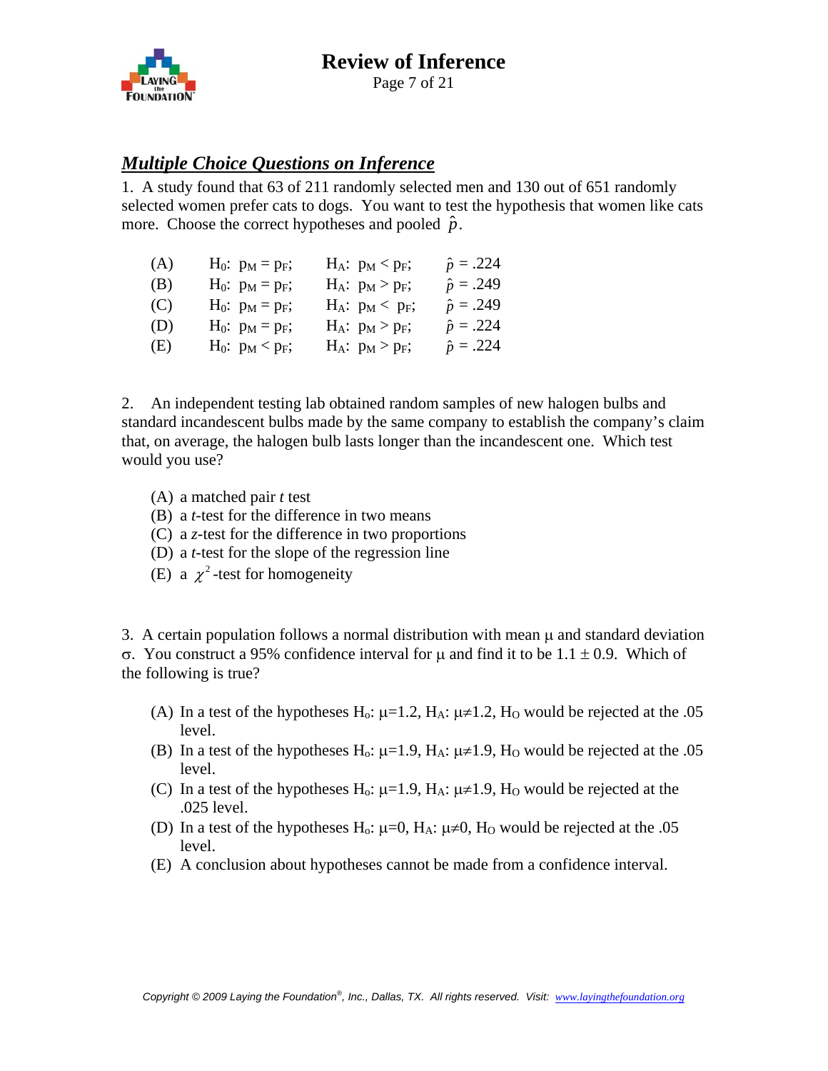## ***Multiple Choice Questions on Inference***

1. A study found that 63 of 211 randomly selected men and 130 out of 651 randomly selected women prefer cats to dogs. You want to test the hypothesis that women like cats more. Choose the correct hypotheses and pooled $\hat{p}$.

| | | | |
|---|---|---|---|
| (A) | $H_0$: $p_M = p_F$; | $H_A$: $p_M < p_F$; | $\hat{p} = .224$ |
| (B) | $H_0$: $p_M = p_F$; | $H_A$: $p_M > p_F$; | $\hat{p} = .249$ |
| (C) | $H_0$: $p_M = p_F$; | $H_A$: $p_M < p_F$; | $\hat{p} = .249$ |
| (D) | $H_0$: $p_M = p_F$; | $H_A$: $p_M > p_F$; | $\hat{p} = .224$ |
| (E) | $H_0$: $p_M < p_F$; | $H_A$: $p_M > p_F$; | $\hat{p} = .224$ |

2. An independent testing lab obtained random samples of new halogen bulbs and standard incandescent bulbs made by the same company to establish the company's claim that, on average, the halogen bulb lasts longer than the incandescent one. Which test would you use?

(A) a matched pair *t* test
(B) a *t*-test for the difference in two means
(C) a *z*-test for the difference in two proportions
(D) a *t*-test for the slope of the regression line
(E) a $\chi^2$-test for homogeneity

3. A certain population follows a normal distribution with mean μ and standard deviation σ. You construct a 95% confidence interval for μ and find it to be $1.1 \pm 0.9$. Which of the following is true?

(A) In a test of the hypotheses $H_o$: $\mu=1.2$, $H_A$: $\mu \neq 1.2$, $H_O$ would be rejected at the .05 level.
(B) In a test of the hypotheses $H_o$: $\mu=1.9$, $H_A$: $\mu \neq 1.9$, $H_O$ would be rejected at the .05 level.
(C) In a test of the hypotheses $H_o$: $\mu=1.9$, $H_A$: $\mu \neq 1.9$, $H_O$ would be rejected at the .025 level.
(D) In a test of the hypotheses $H_o$: $\mu=0$, $H_A$: $\mu \neq 0$, $H_O$ would be rejected at the .05 level.
(E) A conclusion about hypotheses cannot be made from a confidence interval.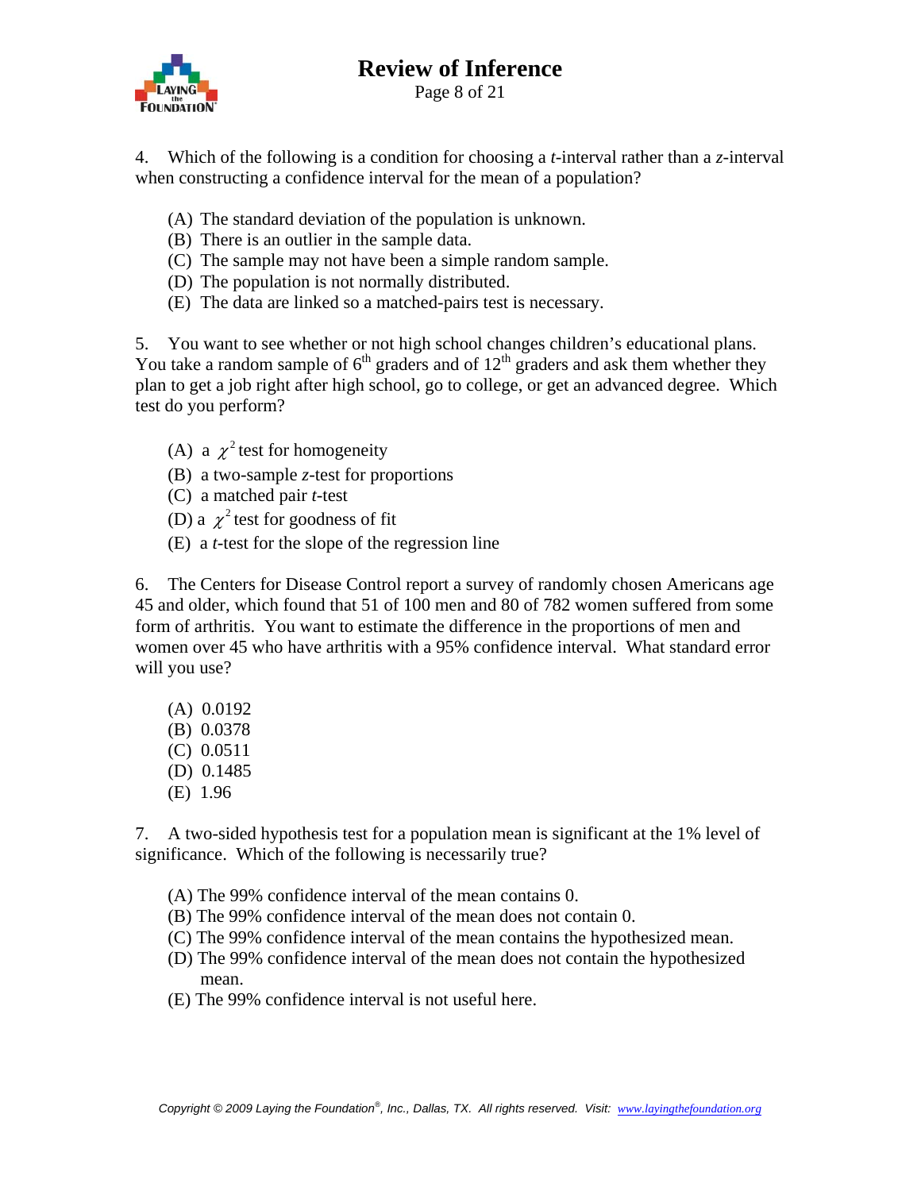4. Which of the following is a condition for choosing a $t$-interval rather than a $z$-interval when constructing a confidence interval for the mean of a population?

(A) The standard deviation of the population is unknown.
(B) There is an outlier in the sample data.
(C) The sample may not have been a simple random sample.
(D) The population is not normally distributed.
(E) The data are linked so a matched-pairs test is necessary.

5. You want to see whether or not high school changes children's educational plans. You take a random sample of 6th graders and of 12th graders and ask them whether they plan to get a job right after high school, go to college, or get an advanced degree. Which test do you perform?

(A) a $\chi^2$ test for homogeneity
(B) a two-sample $z$-test for proportions
(C) a matched pair $t$-test
(D) a $\chi^2$ test for goodness of fit
(E) a $t$-test for the slope of the regression line

6. The Centers for Disease Control report a survey of randomly chosen Americans age 45 and older, which found that 51 of 100 men and 80 of 782 women suffered from some form of arthritis. You want to estimate the difference in the proportions of men and women over 45 who have arthritis with a 95% confidence interval. What standard error will you use?

(A) 0.0192
(B) 0.0378
(C) 0.0511
(D) 0.1485
(E) 1.96

7. A two-sided hypothesis test for a population mean is significant at the 1% level of significance. Which of the following is necessarily true?

(A) The 99% confidence interval of the mean contains 0.
(B) The 99% confidence interval of the mean does not contain 0.
(C) The 99% confidence interval of the mean contains the hypothesized mean.
(D) The 99% confidence interval of the mean does not contain the hypothesized mean.
(E) The 99% confidence interval is not useful here.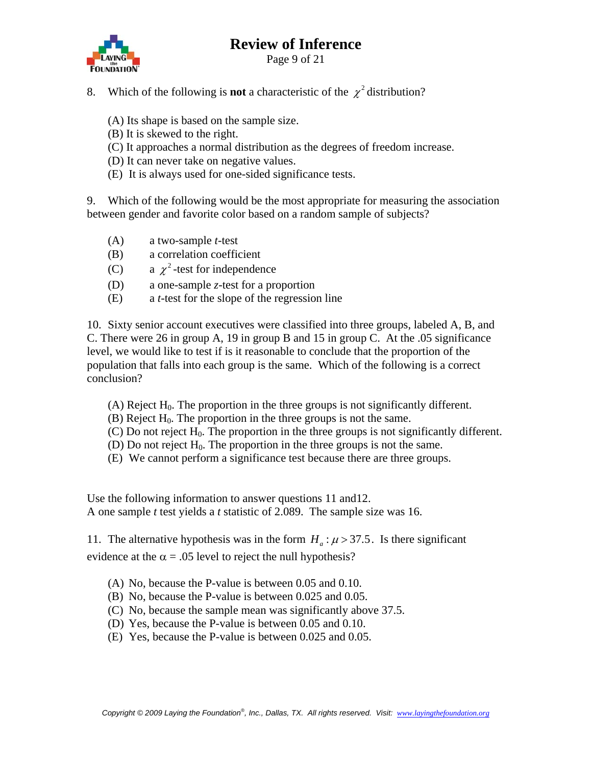8. Which of the following is **not** a characteristic of the $\chi^2$ distribution?

(A) Its shape is based on the sample size.
(B) It is skewed to the right.
(C) It approaches a normal distribution as the degrees of freedom increase.
(D) It can never take on negative values.
(E) It is always used for one-sided significance tests.

9. Which of the following would be the most appropriate for measuring the association between gender and favorite color based on a random sample of subjects?

(A) a two-sample *t*-test
(B) a correlation coefficient
(C) a $\chi^2$-test for independence
(D) a one-sample *z*-test for a proportion
(E) a *t*-test for the slope of the regression line

10. Sixty senior account executives were classified into three groups, labeled A, B, and C. There were 26 in group A, 19 in group B and 15 in group C. At the .05 significance level, we would like to test if is it reasonable to conclude that the proportion of the population that falls into each group is the same. Which of the following is a correct conclusion?

(A) Reject $H_0$. The proportion in the three groups is not significantly different.
(B) Reject $H_0$. The proportion in the three groups is not the same.
(C) Do not reject $H_0$. The proportion in the three groups is not significantly different.
(D) Do not reject $H_0$. The proportion in the three groups is not the same.
(E) We cannot perform a significance test because there are three groups.

Use the following information to answer questions 11 and12.
A one sample *t* test yields a *t* statistic of 2.089. The sample size was 16.

11. The alternative hypothesis was in the form $H_a : \mu > 37.5$. Is there significant evidence at the $\alpha = .05$ level to reject the null hypothesis?

(A) No, because the P-value is between 0.05 and 0.10.
(B) No, because the P-value is between 0.025 and 0.05.
(C) No, because the sample mean was significantly above 37.5.
(D) Yes, because the P-value is between 0.05 and 0.10.
(E) Yes, because the P-value is between 0.025 and 0.05.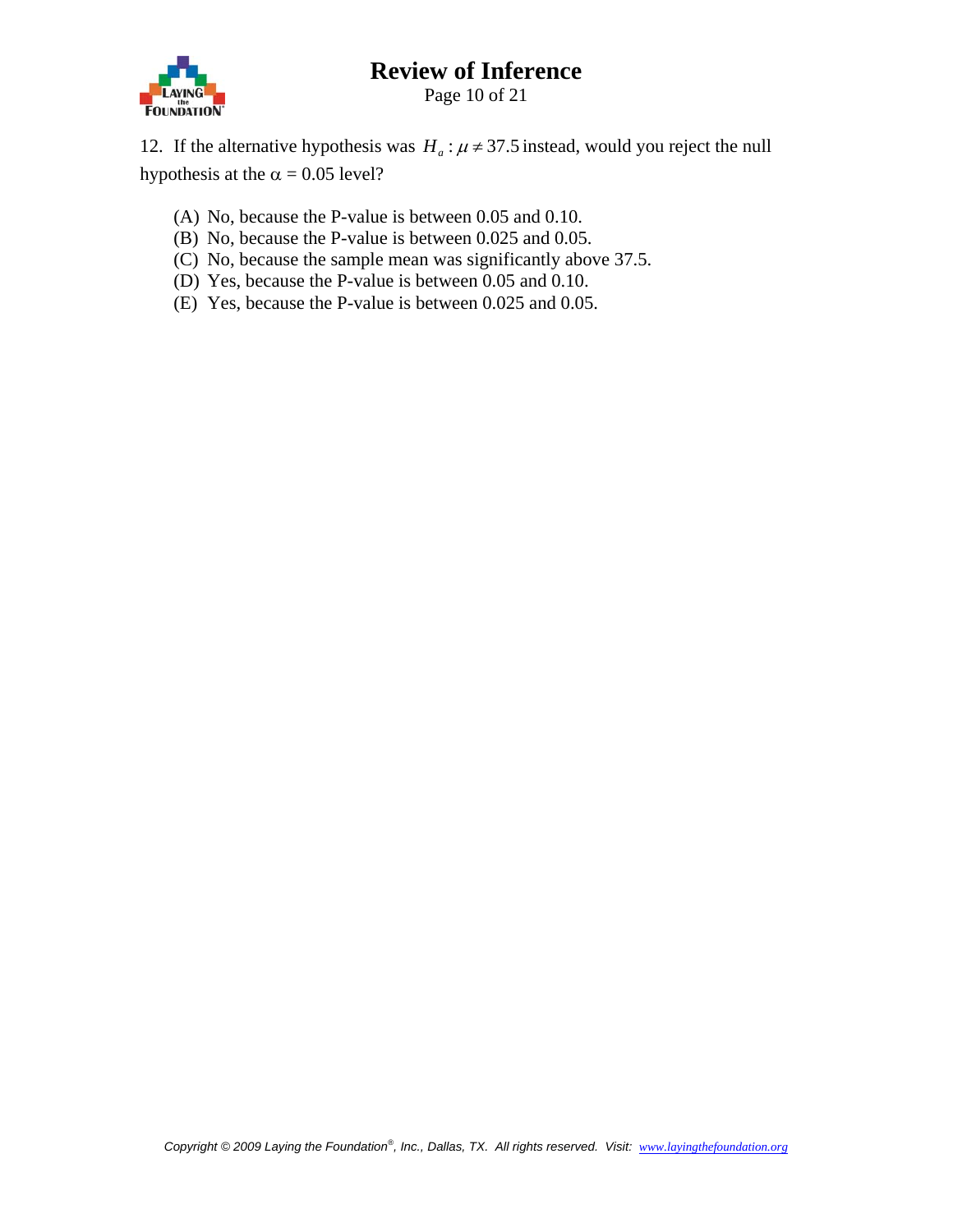12. If the alternative hypothesis was $H_a: \mu \neq 37.5$ instead, would you reject the null hypothesis at the $\alpha = 0.05$ level?

(A) No, because the P-value is between 0.05 and 0.10.
(B) No, because the P-value is between 0.025 and 0.05.
(C) No, because the sample mean was significantly above 37.5.
(D) Yes, because the P-value is between 0.05 and 0.10.
(E) Yes, because the P-value is between 0.025 and 0.05.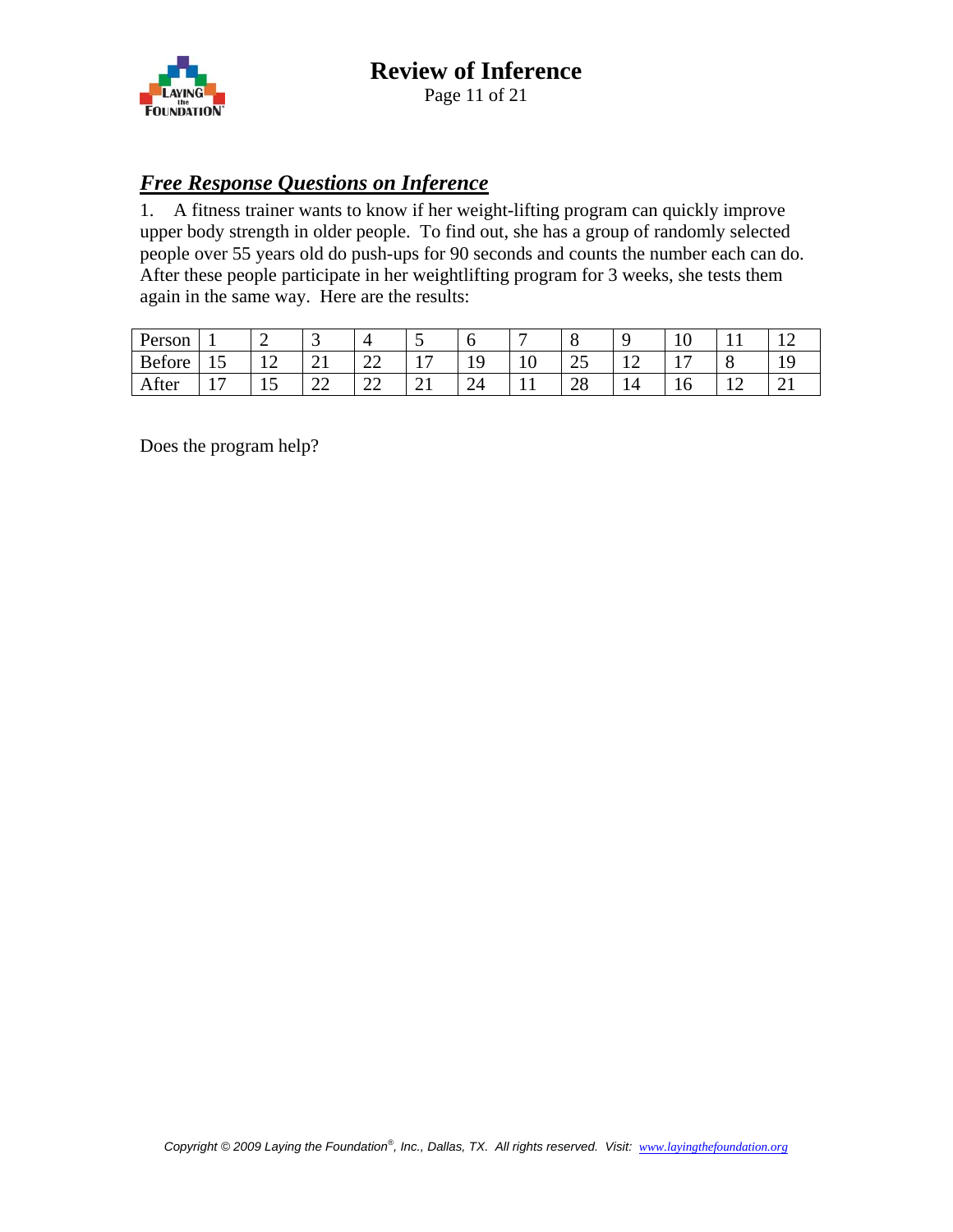## ***Free Response Questions on Inference***

1. A fitness trainer wants to know if her weight-lifting program can quickly improve upper body strength in older people. To find out, she has a group of randomly selected people over 55 years old do push-ups for 90 seconds and counts the number each can do. After these people participate in her weightlifting program for 3 weeks, she tests them again in the same way. Here are the results:

| Person | 1 | 2 | 3 | 4 | 5 | 6 | 7 | 8 | 9 | 10 | 11 | 12 |
|---|---|---|---|---|---|---|---|---|---|---|---|---|
| Before | 15 | 12 | 21 | 22 | 17 | 19 | 10 | 25 | 12 | 17 | 8 | 19 |
| After | 17 | 15 | 22 | 22 | 21 | 24 | 11 | 28 | 14 | 16 | 12 | 21 |

Does the program help?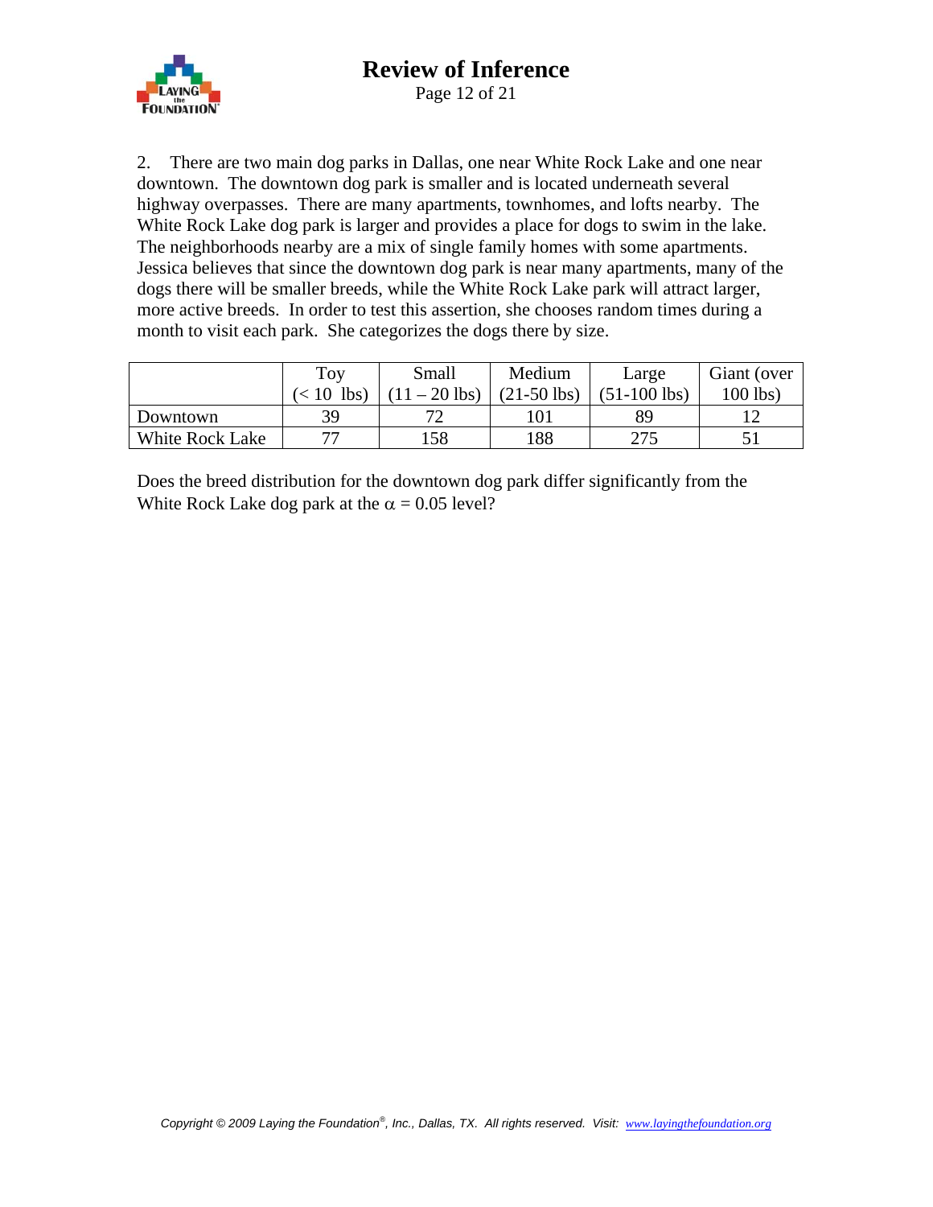2. There are two main dog parks in Dallas, one near White Rock Lake and one near downtown. The downtown dog park is smaller and is located underneath several highway overpasses. There are many apartments, townhomes, and lofts nearby. The White Rock Lake dog park is larger and provides a place for dogs to swim in the lake. The neighborhoods nearby are a mix of single family homes with some apartments. Jessica believes that since the downtown dog park is near many apartments, many of the dogs there will be smaller breeds, while the White Rock Lake park will attract larger, more active breeds. In order to test this assertion, she chooses random times during a month to visit each park. She categorizes the dogs there by size.

| | Toy (< 10 lbs) | Small (11 – 20 lbs) | Medium (21-50 lbs) | Large (51-100 lbs) | Giant (over 100 lbs) |
|---|---|---|---|---|---|
| Downtown | 39 | 72 | 101 | 89 | 12 |
| White Rock Lake | 77 | 158 | 188 | 275 | 51 |

Does the breed distribution for the downtown dog park differ significantly from the White Rock Lake dog park at the $\alpha = 0.05$ level?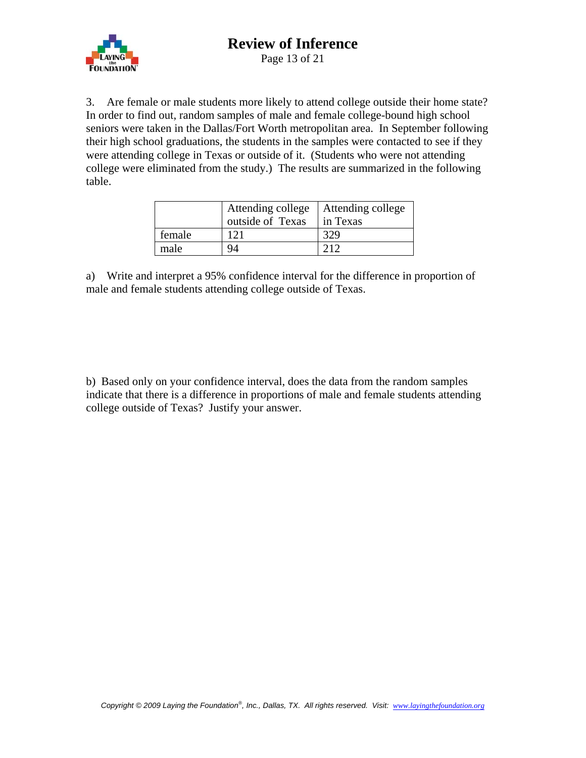3. Are female or male students more likely to attend college outside their home state? In order to find out, random samples of male and female college-bound high school seniors were taken in the Dallas/Fort Worth metropolitan area. In September following their high school graduations, the students in the samples were contacted to see if they were attending college in Texas or outside of it. (Students who were not attending college were eliminated from the study.) The results are summarized in the following table.

| | Attending college outside of Texas | Attending college in Texas |
|---|---|---|
| female | 121 | 329 |
| male | 94 | 212 |

a) Write and interpret a 95% confidence interval for the difference in proportion of male and female students attending college outside of Texas.

b) Based only on your confidence interval, does the data from the random samples indicate that there is a difference in proportions of male and female students attending college outside of Texas? Justify your answer.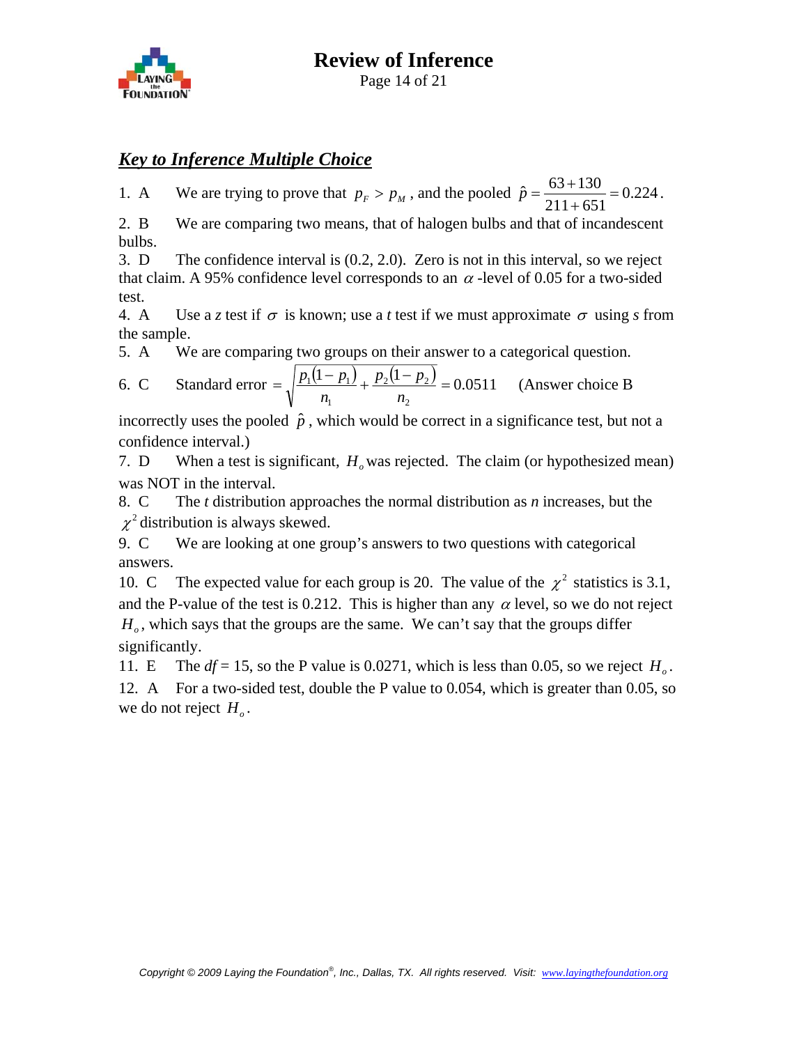## *Key to Inference Multiple Choice*

1. A  We are trying to prove that $p_F > p_M$, and the pooled $\hat{p} = \dfrac{63+130}{211+651} = 0.224$.

2. B  We are comparing two means, that of halogen bulbs and that of incandescent bulbs.

3. D  The confidence interval is (0.2, 2.0). Zero is not in this interval, so we reject that claim. A 95% confidence level corresponds to an $\alpha$-level of 0.05 for a two-sided test.

4. A  Use a *z* test if $\sigma$ is known; use a *t* test if we must approximate $\sigma$ using *s* from the sample.

5. A  We are comparing two groups on their answer to a categorical question.

6. C  Standard error $= \sqrt{\dfrac{p_1(1-p_1)}{n_1} + \dfrac{p_2(1-p_2)}{n_2}} = 0.0511$  (Answer choice B incorrectly uses the pooled $\hat{p}$, which would be correct in a significance test, but not a confidence interval.)

7. D  When a test is significant, $H_o$ was rejected. The claim (or hypothesized mean) was NOT in the interval.

8. C  The *t* distribution approaches the normal distribution as *n* increases, but the $\chi^2$ distribution is always skewed.

9. C  We are looking at one group's answers to two questions with categorical answers.

10. C  The expected value for each group is 20. The value of the $\chi^2$ statistics is 3.1, and the P-value of the test is 0.212. This is higher than any $\alpha$ level, so we do not reject $H_o$, which says that the groups are the same. We can't say that the groups differ significantly.

11. E  The $df = 15$, so the P value is 0.0271, which is less than 0.05, so we reject $H_o$.

12. A  For a two-sided test, double the P value to 0.054, which is greater than 0.05, so we do not reject $H_o$.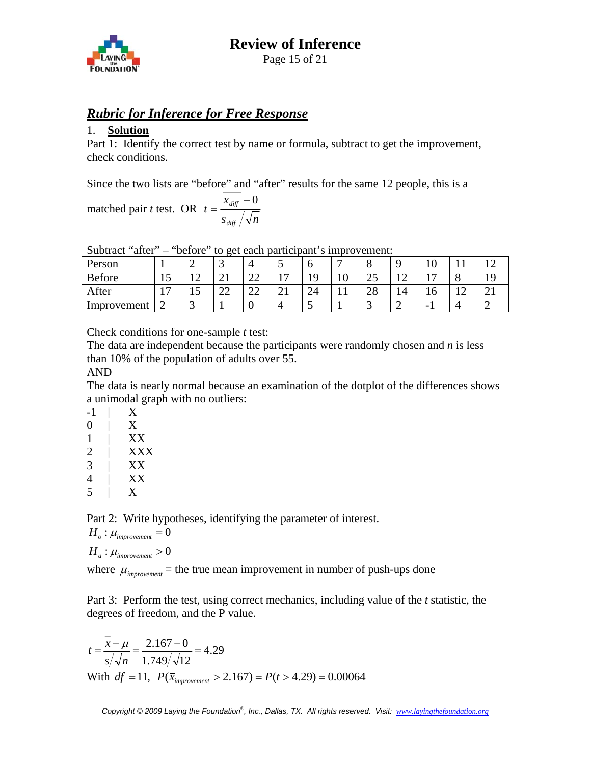## *Rubric for Inference for Free Response*

1. **Solution**

Part 1: Identify the correct test by name or formula, subtract to get the improvement, check conditions.

Since the two lists are "before" and "after" results for the same 12 people, this is a matched pair *t* test. OR $t = \dfrac{\overline{x}_{diff} - 0}{s_{diff} / \sqrt{n}}$

Subtract "after" – "before" to get each participant's improvement:

| Person | 1 | 2 | 3 | 4 | 5 | 6 | 7 | 8 | 9 | 10 | 11 | 12 |
|---|---|---|---|---|---|---|---|---|---|---|---|---|
| Before | 15 | 12 | 21 | 22 | 17 | 19 | 10 | 25 | 12 | 17 | 8 | 19 |
| After | 17 | 15 | 22 | 22 | 21 | 24 | 11 | 28 | 14 | 16 | 12 | 21 |
| Improvement | 2 | 3 | 1 | 0 | 4 | 5 | 1 | 3 | 2 | -1 | 4 | 2 |

Check conditions for one-sample *t* test:

The data are independent because the participants were randomly chosen and *n* is less than 10% of the population of adults over 55.

AND

The data is nearly normal because an examination of the dotplot of the differences shows a unimodal graph with no outliers:

```
-1  |    X
0   |    X
1   |    XX
2   |    XXX
3   |    XX
4   |    XX
5   |    X
```

Part 2: Write hypotheses, identifying the parameter of interest.

$H_o: \mu_{improvement} = 0$

$H_a: \mu_{improvement} > 0$

where $\mu_{improvement}$ = the true mean improvement in number of push-ups done

Part 3: Perform the test, using correct mechanics, including value of the *t* statistic, the degrees of freedom, and the P value.

$$t = \frac{\overline{x} - \mu}{s/\sqrt{n}} = \frac{2.167 - 0}{1.749/\sqrt{12}} = 4.29$$

With $df = 11$, $P(\overline{x}_{improvement} > 2.167) = P(t > 4.29) = 0.00064$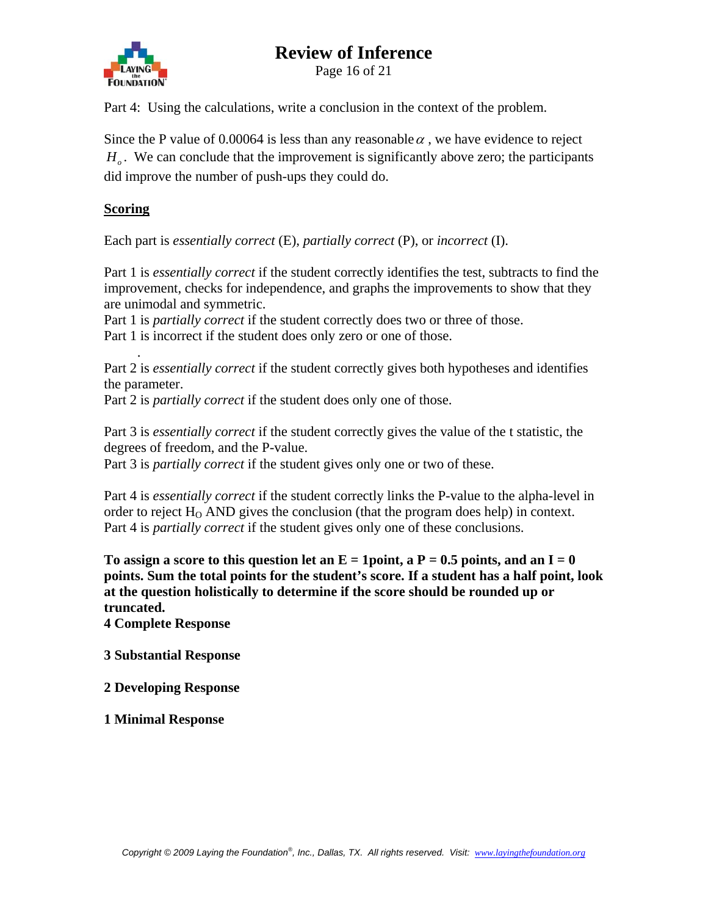Part 4: Using the calculations, write a conclusion in the context of the problem.

Since the P value of 0.00064 is less than any reasonable $\alpha$ , we have evidence to reject $H_o$. We can conclude that the improvement is significantly above zero; the participants did improve the number of push-ups they could do.

**Scoring**

Each part is *essentially correct* (E), *partially correct* (P), or *incorrect* (I).

Part 1 is *essentially correct* if the student correctly identifies the test, subtracts to find the improvement, checks for independence, and graphs the improvements to show that they are unimodal and symmetric.
Part 1 is *partially correct* if the student correctly does two or three of those.
Part 1 is incorrect if the student does only zero or one of those.

Part 2 is *essentially correct* if the student correctly gives both hypotheses and identifies the parameter.
Part 2 is *partially correct* if the student does only one of those.

Part 3 is *essentially correct* if the student correctly gives the value of the t statistic, the degrees of freedom, and the P-value.
Part 3 is *partially correct* if the student gives only one or two of these.

Part 4 is *essentially correct* if the student correctly links the P-value to the alpha-level in order to reject $H_O$ AND gives the conclusion (that the program does help) in context.
Part 4 is *partially correct* if the student gives only one of these conclusions.

**To assign a score to this question let an E = 1point, a P = 0.5 points, and an I = 0 points. Sum the total points for the student's score. If a student has a half point, look at the question holistically to determine if the score should be rounded up or truncated.**

**4 Complete Response**

**3 Substantial Response**

**2 Developing Response**

**1 Minimal Response**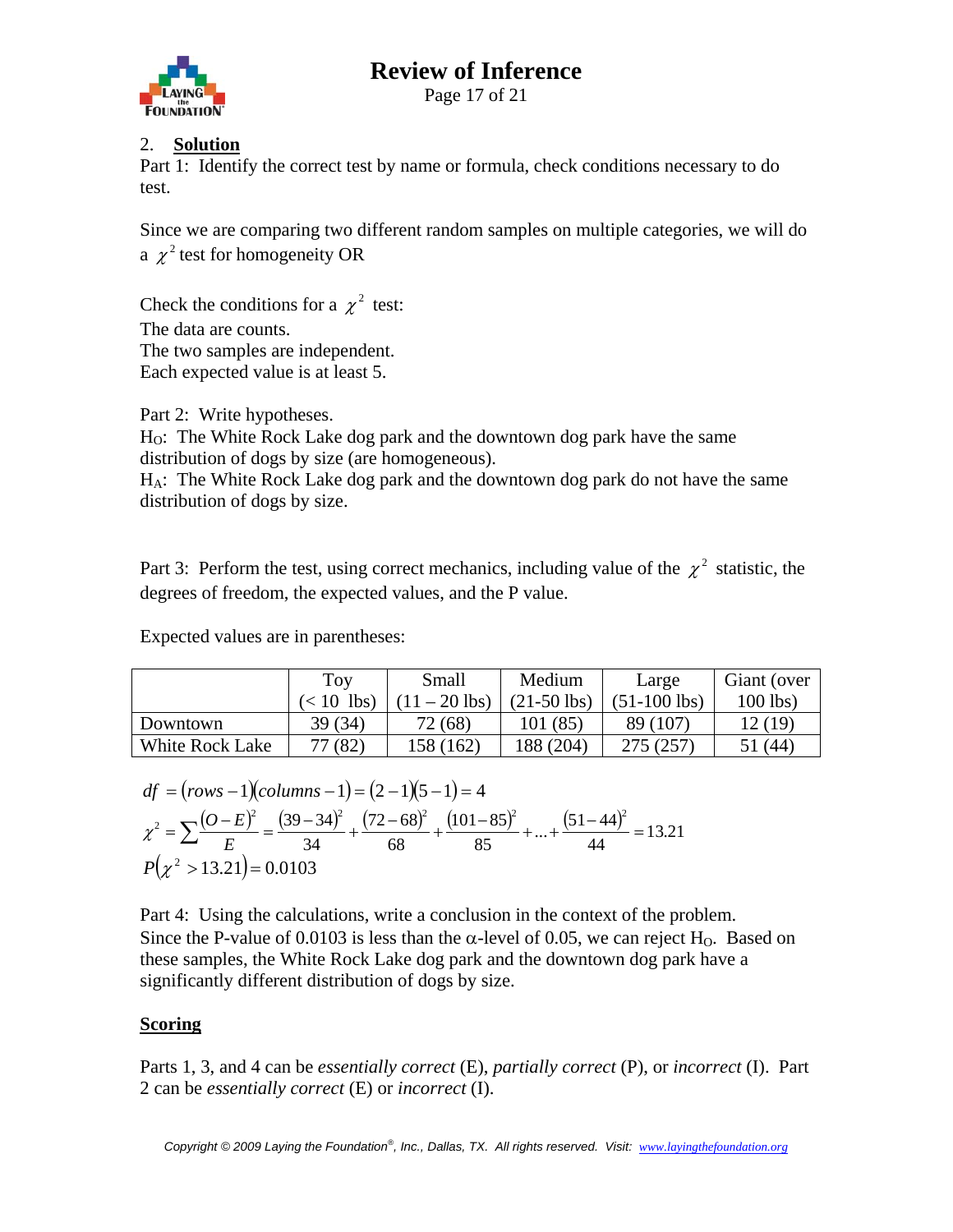2. **Solution**

Part 1: Identify the correct test by name or formula, check conditions necessary to do test.

Since we are comparing two different random samples on multiple categories, we will do a $\chi^2$ test for homogeneity OR

Check the conditions for a $\chi^2$ test:
The data are counts.
The two samples are independent.
Each expected value is at least 5.

Part 2: Write hypotheses.
$H_O$: The White Rock Lake dog park and the downtown dog park have the same distribution of dogs by size (are homogeneous).
$H_A$: The White Rock Lake dog park and the downtown dog park do not have the same distribution of dogs by size.

Part 3: Perform the test, using correct mechanics, including value of the $\chi^2$ statistic, the degrees of freedom, the expected values, and the P value.

Expected values are in parentheses:

| | Toy (< 10 lbs) | Small (11 – 20 lbs) | Medium (21-50 lbs) | Large (51-100 lbs) | Giant (over 100 lbs) |
|---|---|---|---|---|---|
| Downtown | 39 (34) | 72 (68) | 101 (85) | 89 (107) | 12 (19) |
| White Rock Lake | 77 (82) | 158 (162) | 188 (204) | 275 (257) | 51 (44) |

$$df = (rows - 1)(columns - 1) = (2-1)(5-1) = 4$$

$$\chi^2 = \sum \frac{(O-E)^2}{E} = \frac{(39-34)^2}{34} + \frac{(72-68)^2}{68} + \frac{(101-85)^2}{85} + \ldots + \frac{(51-44)^2}{44} = 13.21$$

$$P(\chi^2 > 13.21) = 0.0103$$

Part 4: Using the calculations, write a conclusion in the context of the problem.
Since the P-value of 0.0103 is less than the $\alpha$-level of 0.05, we can reject $H_O$. Based on these samples, the White Rock Lake dog park and the downtown dog park have a significantly different distribution of dogs by size.

**Scoring**

Parts 1, 3, and 4 can be *essentially correct* (E), *partially correct* (P), or *incorrect* (I). Part 2 can be *essentially correct* (E) or *incorrect* (I).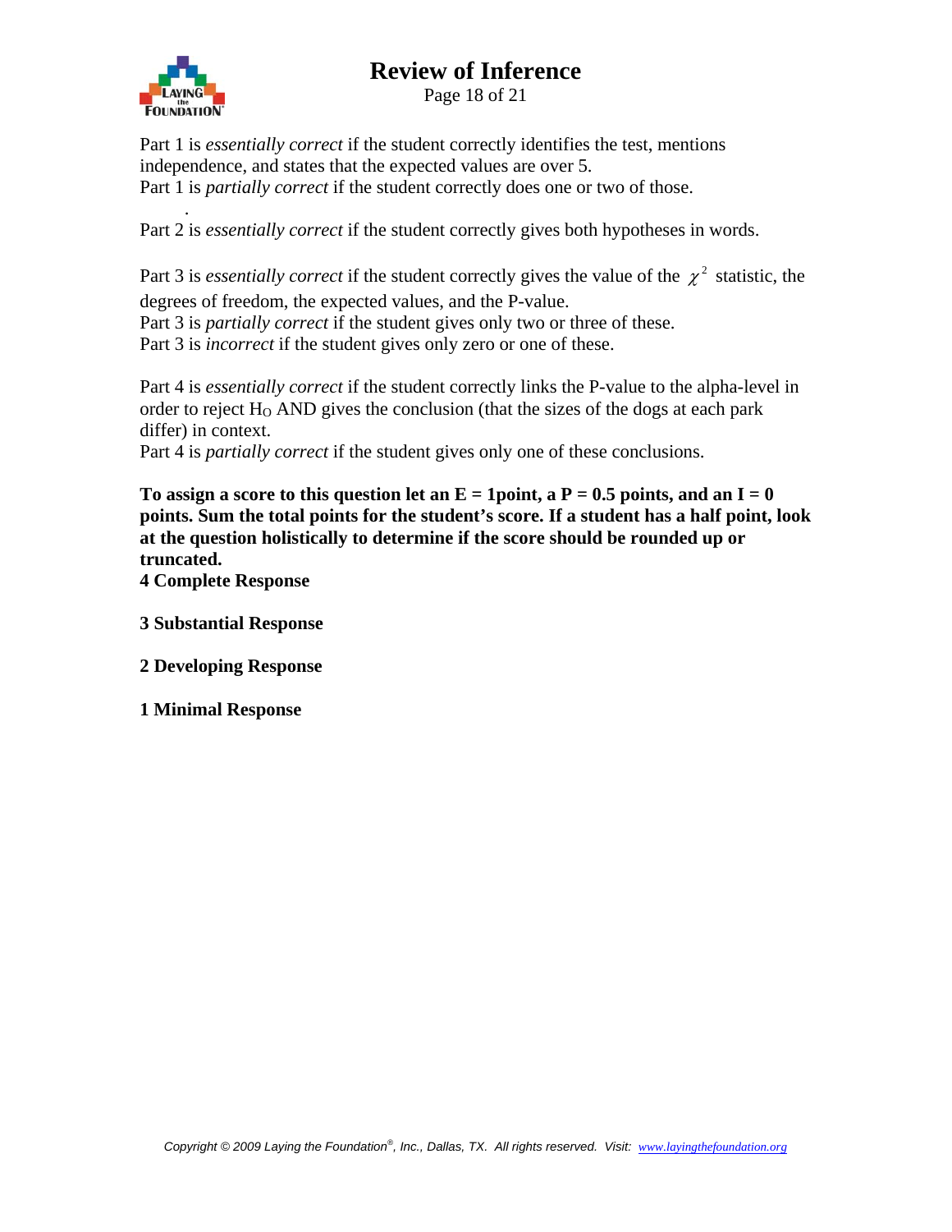Part 1 is *essentially correct* if the student correctly identifies the test, mentions independence, and states that the expected values are over 5.
Part 1 is *partially correct* if the student correctly does one or two of those.

Part 2 is *essentially correct* if the student correctly gives both hypotheses in words.

Part 3 is *essentially correct* if the student correctly gives the value of the $\chi^2$ statistic, the degrees of freedom, the expected values, and the P-value.
Part 3 is *partially correct* if the student gives only two or three of these.
Part 3 is *incorrect* if the student gives only zero or one of these.

Part 4 is *essentially correct* if the student correctly links the P-value to the alpha-level in order to reject $H_O$ AND gives the conclusion (that the sizes of the dogs at each park differ) in context.
Part 4 is *partially correct* if the student gives only one of these conclusions.

**To assign a score to this question let an E = 1point, a P = 0.5 points, and an I = 0 points. Sum the total points for the student's score. If a student has a half point, look at the question holistically to determine if the score should be rounded up or truncated.**

**4 Complete Response**

**3 Substantial Response**

**2 Developing Response**

**1 Minimal Response**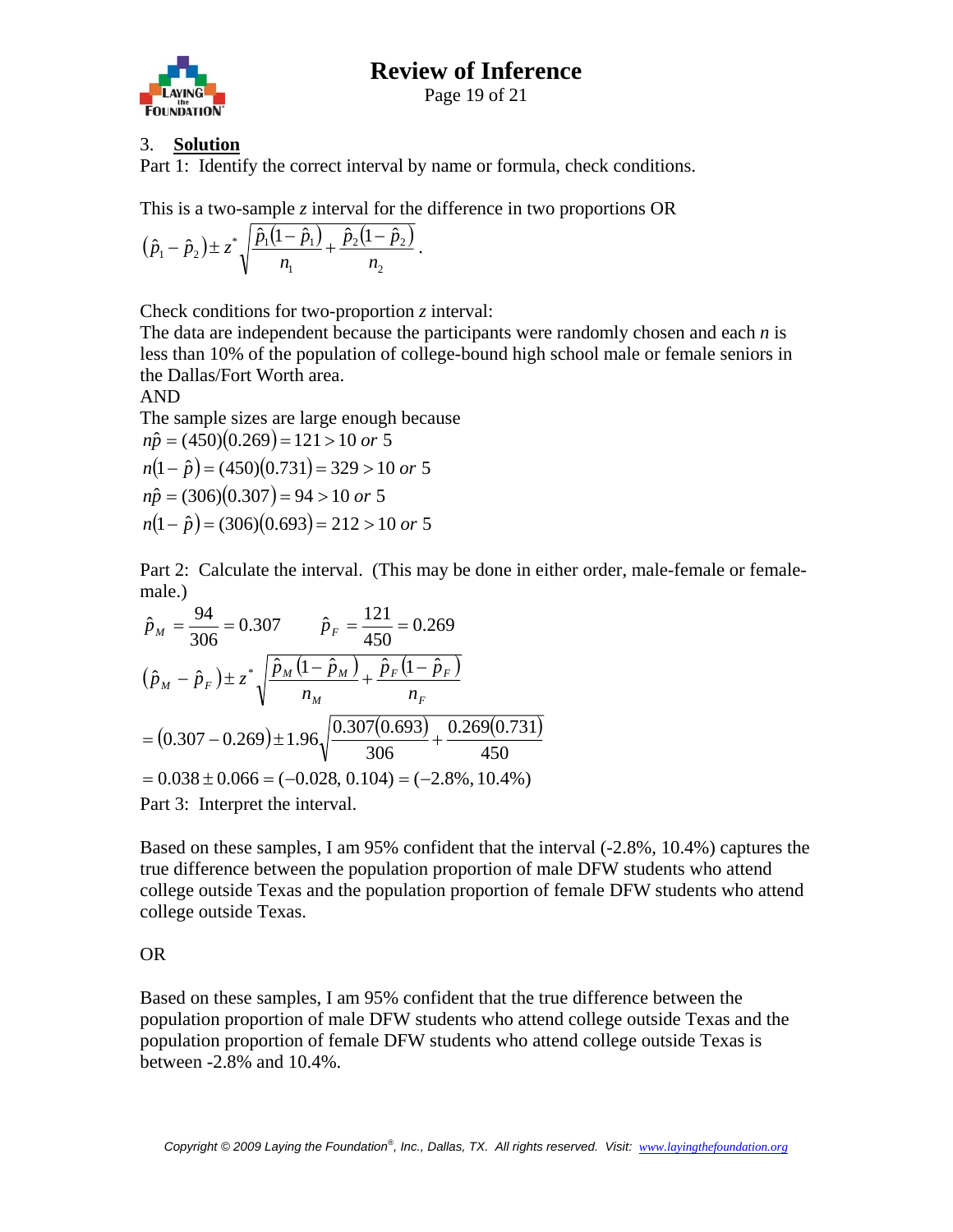3. **Solution**

Part 1: Identify the correct interval by name or formula, check conditions.

This is a two-sample $z$ interval for the difference in two proportions OR

$$(\hat{p}_1 - \hat{p}_2) \pm z^* \sqrt{\frac{\hat{p}_1(1-\hat{p}_1)}{n_1} + \frac{\hat{p}_2(1-\hat{p}_2)}{n_2}}.$$

Check conditions for two-proportion $z$ interval:

The data are independent because the participants were randomly chosen and each $n$ is less than 10% of the population of college-bound high school male or female seniors in the Dallas/Fort Worth area.

AND

The sample sizes are large enough because

$$n\hat{p} = (450)(0.269) = 121 > 10 \text{ or } 5$$
$$n(1-\hat{p}) = (450)(0.731) = 329 > 10 \text{ or } 5$$
$$n\hat{p} = (306)(0.307) = 94 > 10 \text{ or } 5$$
$$n(1-\hat{p}) = (306)(0.693) = 212 > 10 \text{ or } 5$$

Part 2: Calculate the interval. (This may be done in either order, male-female or female-male.)

$$\hat{p}_M = \frac{94}{306} = 0.307 \qquad \hat{p}_F = \frac{121}{450} = 0.269$$

$$(\hat{p}_M - \hat{p}_F) \pm z^* \sqrt{\frac{\hat{p}_M(1-\hat{p}_M)}{n_M} + \frac{\hat{p}_F(1-\hat{p}_F)}{n_F}}$$

$$= (0.307 - 0.269) \pm 1.96\sqrt{\frac{0.307(0.693)}{306} + \frac{0.269(0.731)}{450}}$$

$$= 0.038 \pm 0.066 = (-0.028, 0.104) = (-2.8\%, 10.4\%)$$

Part 3: Interpret the interval.

Based on these samples, I am 95% confident that the interval (-2.8%, 10.4%) captures the true difference between the population proportion of male DFW students who attend college outside Texas and the population proportion of female DFW students who attend college outside Texas.

OR

Based on these samples, I am 95% confident that the true difference between the population proportion of male DFW students who attend college outside Texas and the population proportion of female DFW students who attend college outside Texas is between -2.8% and 10.4%.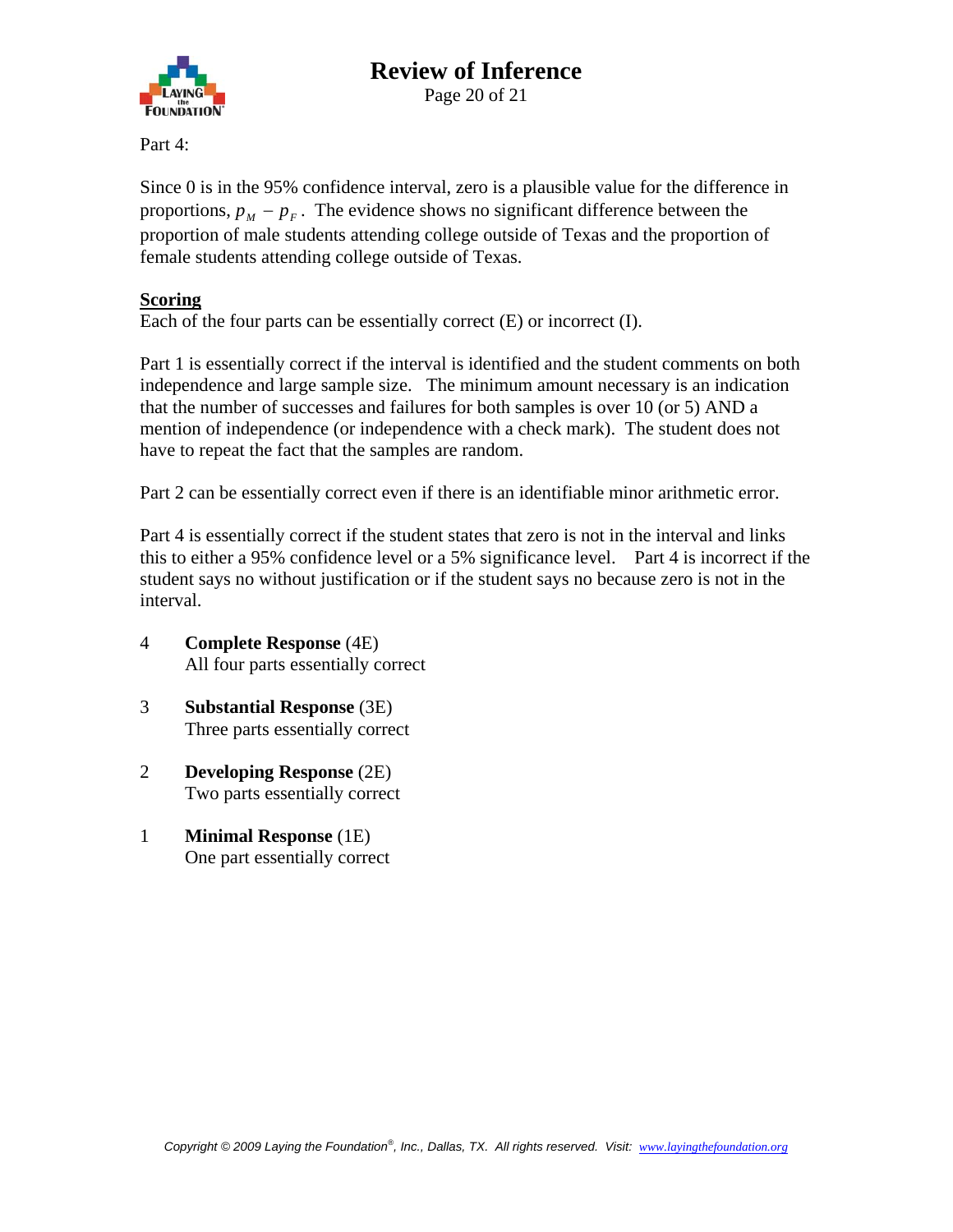Part 4:

Since 0 is in the 95% confidence interval, zero is a plausible value for the difference in proportions, $p_M - p_F$. The evidence shows no significant difference between the proportion of male students attending college outside of Texas and the proportion of female students attending college outside of Texas.

**Scoring**

Each of the four parts can be essentially correct (E) or incorrect (I).

Part 1 is essentially correct if the interval is identified and the student comments on both independence and large sample size. The minimum amount necessary is an indication that the number of successes and failures for both samples is over 10 (or 5) AND a mention of independence (or independence with a check mark). The student does not have to repeat the fact that the samples are random.

Part 2 can be essentially correct even if there is an identifiable minor arithmetic error.

Part 4 is essentially correct if the student states that zero is not in the interval and links this to either a 95% confidence level or a 5% significance level. Part 4 is incorrect if the student says no without justification or if the student says no because zero is not in the interval.

4 **Complete Response** (4E)
All four parts essentially correct

3 **Substantial Response** (3E)
Three parts essentially correct

2 **Developing Response** (2E)
Two parts essentially correct

1 **Minimal Response** (1E)
One part essentially correct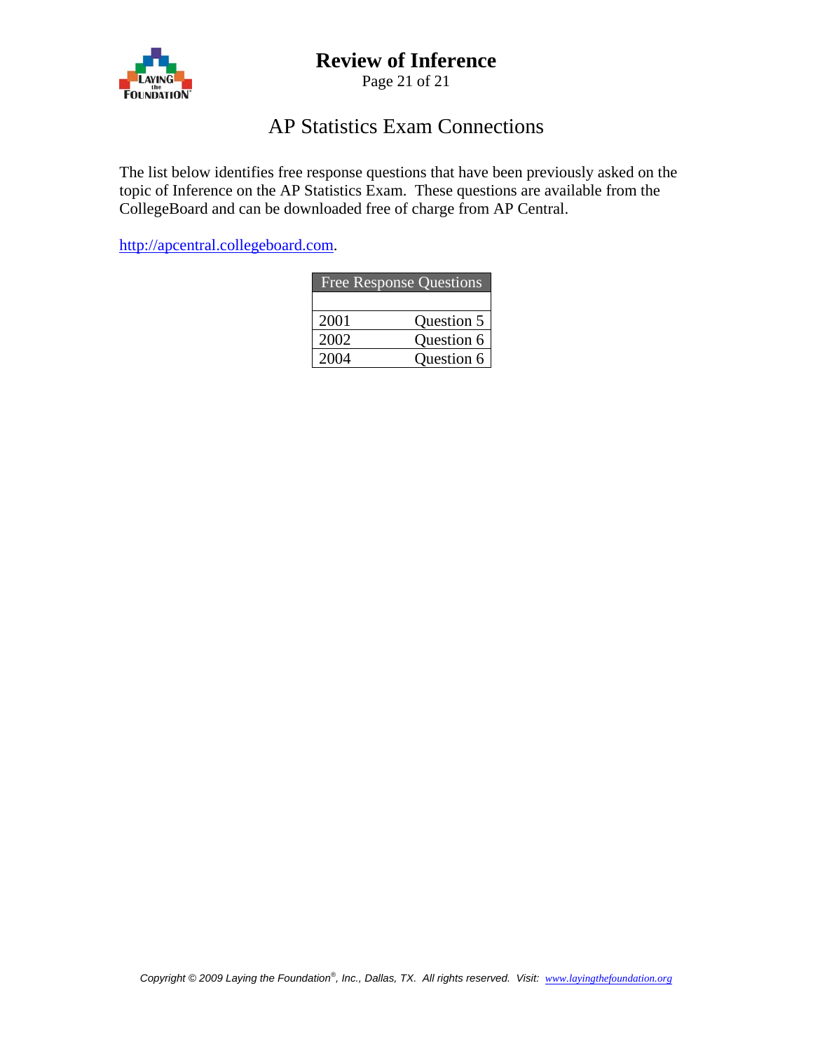## AP Statistics Exam Connections

The list below identifies free response questions that have been previously asked on the topic of Inference on the AP Statistics Exam. These questions are available from the CollegeBoard and can be downloaded free of charge from AP Central.

http://apcentral.collegeboard.com.

| Free Response Questions | |
|---|---|
| | |
| 2001 | Question 5 |
| 2002 | Question 6 |
| 2004 | Question 6 |